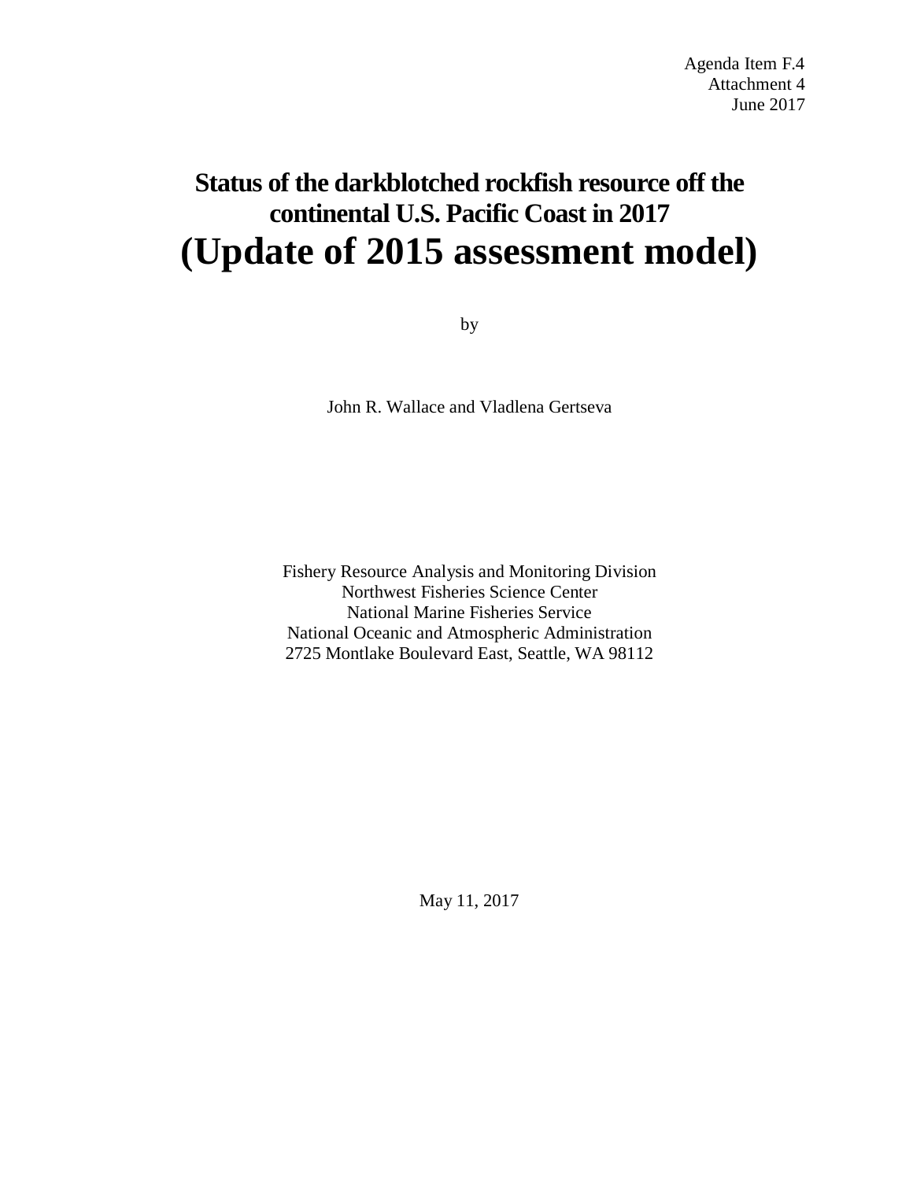Agenda Item F.4
Attachment 4
June 2017

# Status of the darkblotched rockfish resource off the continental U.S. Pacific Coast in 2017
# (Update of 2015 assessment model)

by

John R. Wallace and Vladlena Gertseva

Fishery Resource Analysis and Monitoring Division
Northwest Fisheries Science Center
National Marine Fisheries Service
National Oceanic and Atmospheric Administration
2725 Montlake Boulevard East, Seattle, WA 98112

May 11, 2017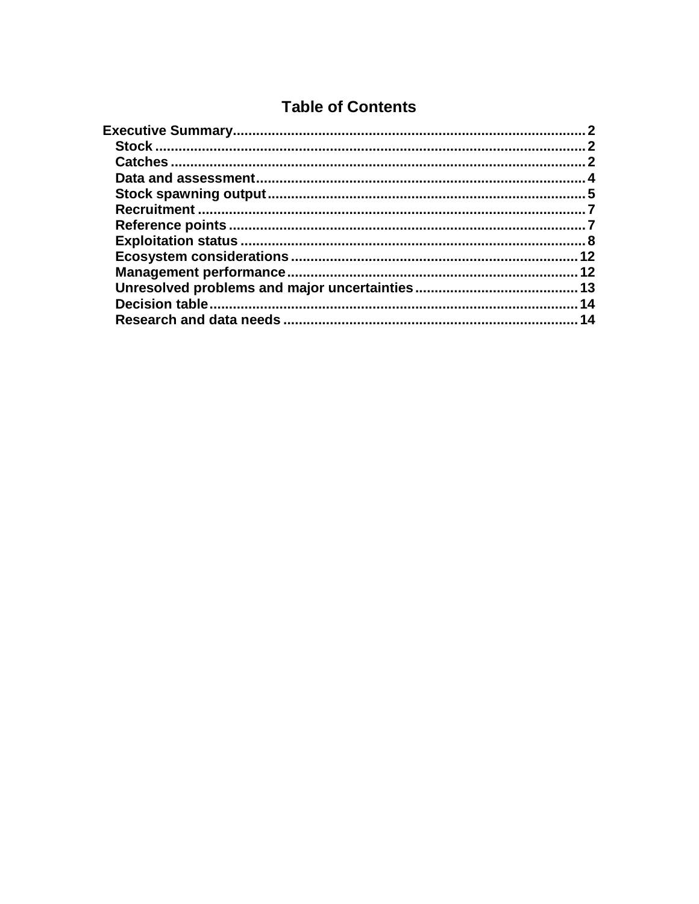# Table of Contents

Executive Summary........................................................................................2
- Stock ..........................................................................................................2
- Catches.......................................................................................................2
- Data and assessment.................................................................................4
- Stock spawning output...............................................................................5
- Recruitment ...............................................................................................7
- Reference points ........................................................................................7
- Exploitation status .....................................................................................8
- Ecosystem considerations........................................................................12
- Management performance........................................................................12
- Unresolved problems and major uncertainties........................................13
- Decision table............................................................................................14
- Research and data needs .........................................................................14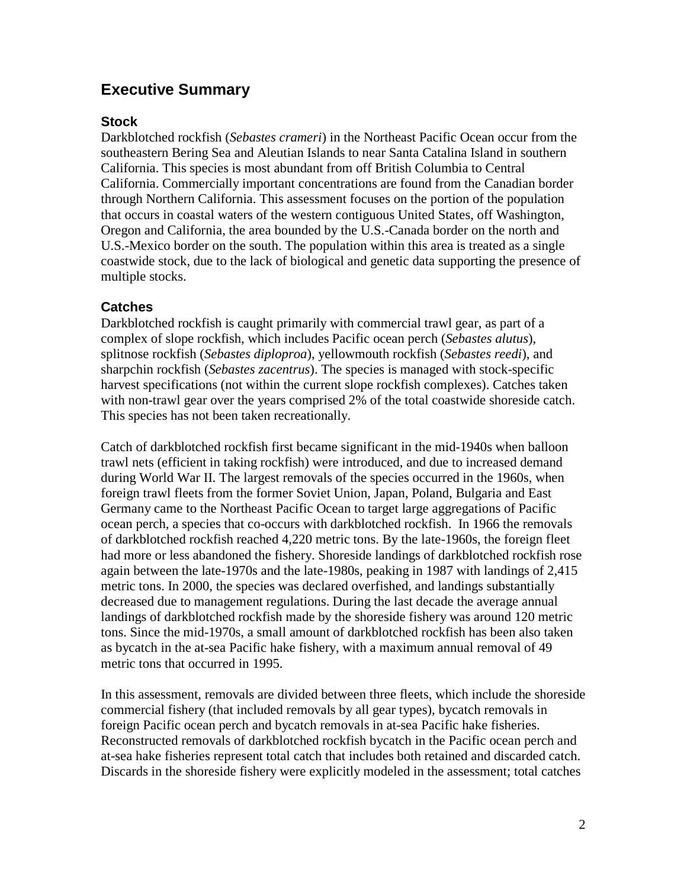## Executive Summary

### Stock

Darkblotched rockfish (*Sebastes crameri*) in the Northeast Pacific Ocean occur from the southeastern Bering Sea and Aleutian Islands to near Santa Catalina Island in southern California. This species is most abundant from off British Columbia to Central California. Commercially important concentrations are found from the Canadian border through Northern California. This assessment focuses on the portion of the population that occurs in coastal waters of the western contiguous United States, off Washington, Oregon and California, the area bounded by the U.S.-Canada border on the north and U.S.-Mexico border on the south. The population within this area is treated as a single coastwide stock, due to the lack of biological and genetic data supporting the presence of multiple stocks.

### Catches

Darkblotched rockfish is caught primarily with commercial trawl gear, as part of a complex of slope rockfish, which includes Pacific ocean perch (*Sebastes alutus*), splitnose rockfish (*Sebastes diploproa*), yellowmouth rockfish (*Sebastes reedi*), and sharpchin rockfish (*Sebastes zacentrus*). The species is managed with stock-specific harvest specifications (not within the current slope rockfish complexes). Catches taken with non-trawl gear over the years comprised 2% of the total coastwide shoreside catch. This species has not been taken recreationally.

Catch of darkblotched rockfish first became significant in the mid-1940s when balloon trawl nets (efficient in taking rockfish) were introduced, and due to increased demand during World War II. The largest removals of the species occurred in the 1960s, when foreign trawl fleets from the former Soviet Union, Japan, Poland, Bulgaria and East Germany came to the Northeast Pacific Ocean to target large aggregations of Pacific ocean perch, a species that co-occurs with darkblotched rockfish. In 1966 the removals of darkblotched rockfish reached 4,220 metric tons. By the late-1960s, the foreign fleet had more or less abandoned the fishery. Shoreside landings of darkblotched rockfish rose again between the late-1970s and the late-1980s, peaking in 1987 with landings of 2,415 metric tons. In 2000, the species was declared overfished, and landings substantially decreased due to management regulations. During the last decade the average annual landings of darkblotched rockfish made by the shoreside fishery was around 120 metric tons. Since the mid-1970s, a small amount of darkblotched rockfish has been also taken as bycatch in the at-sea Pacific hake fishery, with a maximum annual removal of 49 metric tons that occurred in 1995.

In this assessment, removals are divided between three fleets, which include the shoreside commercial fishery (that included removals by all gear types), bycatch removals in foreign Pacific ocean perch and bycatch removals in at-sea Pacific hake fisheries. Reconstructed removals of darkblotched rockfish bycatch in the Pacific ocean perch and at-sea hake fisheries represent total catch that includes both retained and discarded catch. Discards in the shoreside fishery were explicitly modeled in the assessment; total catches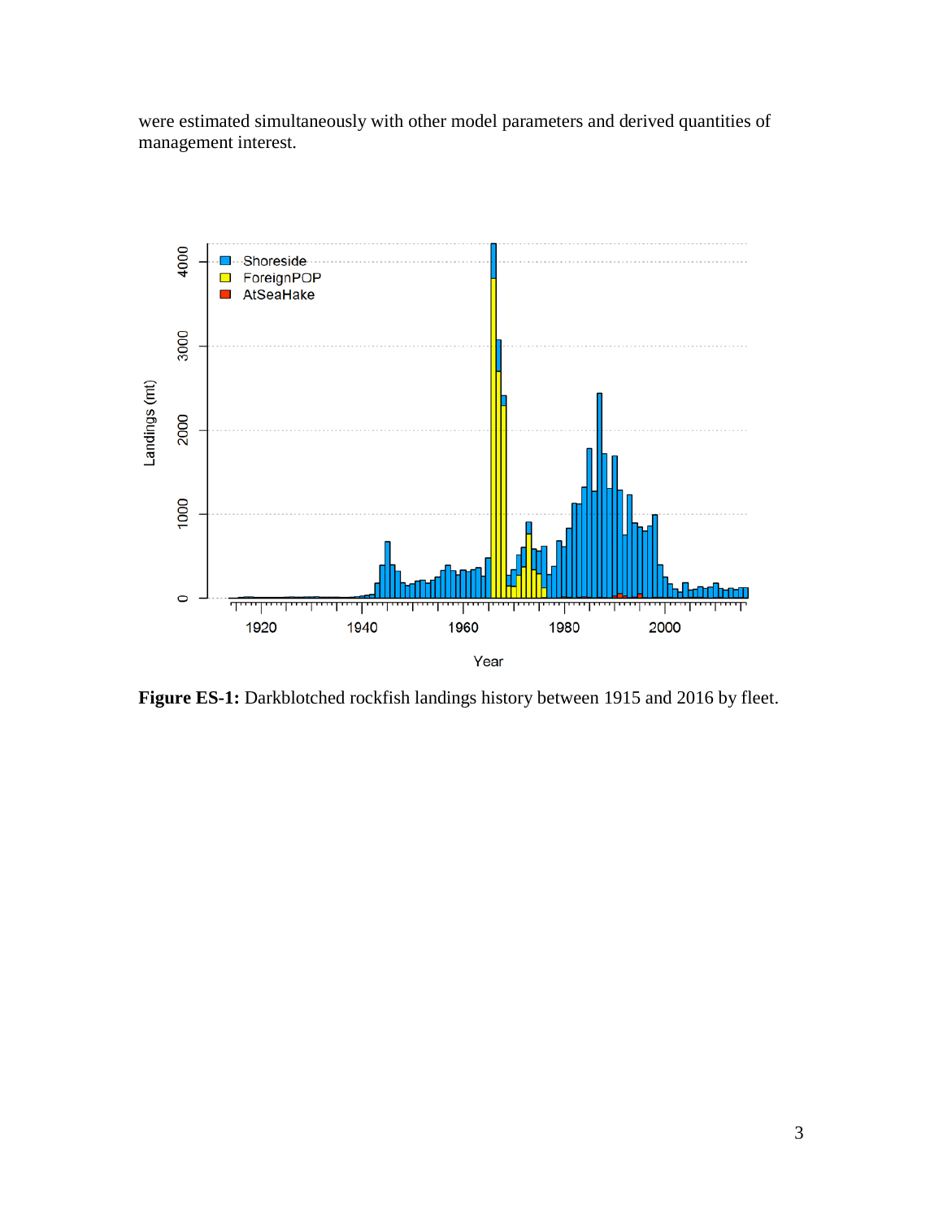were estimated simultaneously with other model parameters and derived quantities of management interest.

**Figure ES-1:** Darkblotched rockfish landings history between 1915 and 2016 by fleet.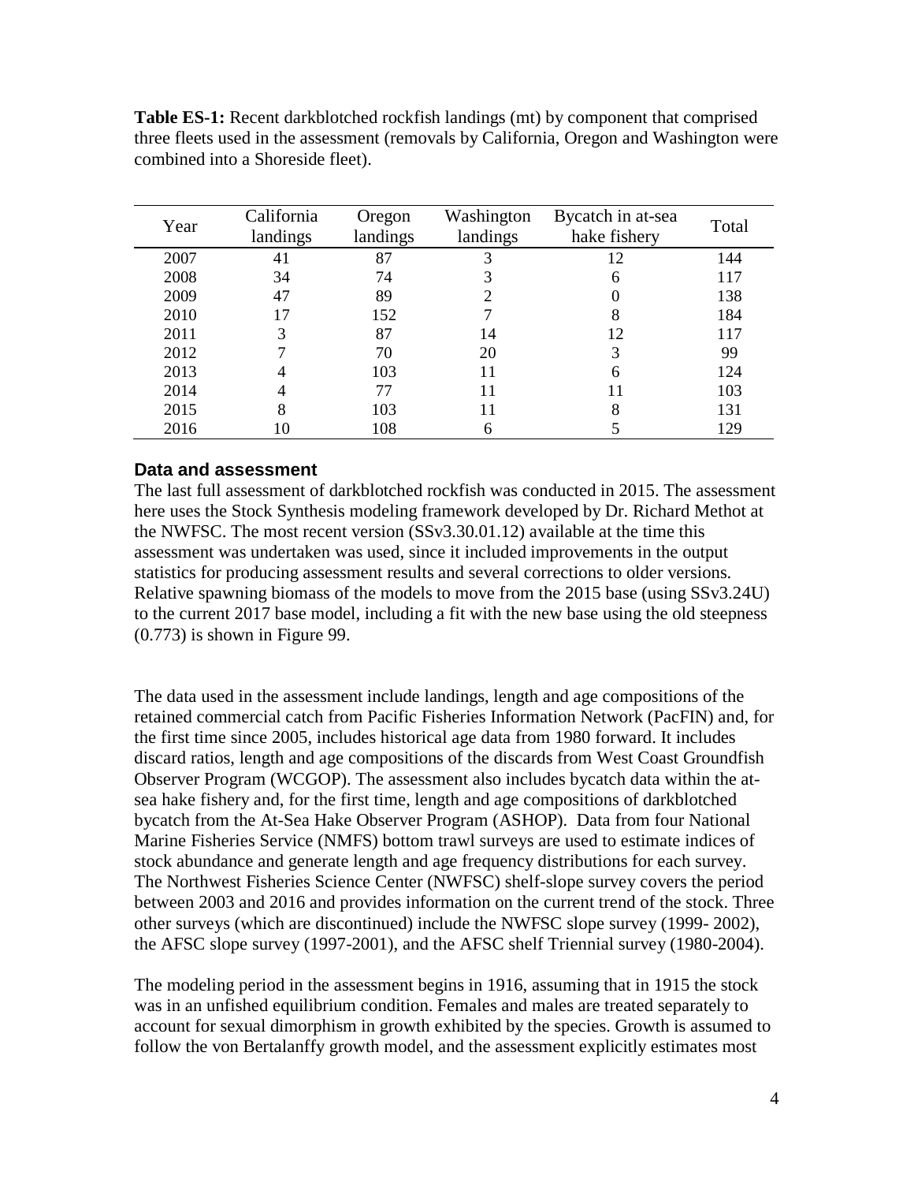**Table ES-1:** Recent darkblotched rockfish landings (mt) by component that comprised three fleets used in the assessment (removals by California, Oregon and Washington were combined into a Shoreside fleet).

| Year | California landings | Oregon landings | Washington landings | Bycatch in at-sea hake fishery | Total |
|---|---|---|---|---|---|
| 2007 | 41 | 87 | 3 | 12 | 144 |
| 2008 | 34 | 74 | 3 | 6 | 117 |
| 2009 | 47 | 89 | 2 | 0 | 138 |
| 2010 | 17 | 152 | 7 | 8 | 184 |
| 2011 | 3 | 87 | 14 | 12 | 117 |
| 2012 | 7 | 70 | 20 | 3 | 99 |
| 2013 | 4 | 103 | 11 | 6 | 124 |
| 2014 | 4 | 77 | 11 | 11 | 103 |
| 2015 | 8 | 103 | 11 | 8 | 131 |
| 2016 | 10 | 108 | 6 | 5 | 129 |

### Data and assessment

The last full assessment of darkblotched rockfish was conducted in 2015. The assessment here uses the Stock Synthesis modeling framework developed by Dr. Richard Methot at the NWFSC. The most recent version (SSv3.30.01.12) available at the time this assessment was undertaken was used, since it included improvements in the output statistics for producing assessment results and several corrections to older versions. Relative spawning biomass of the models to move from the 2015 base (using SSv3.24U) to the current 2017 base model, including a fit with the new base using the old steepness (0.773) is shown in Figure 99.

The data used in the assessment include landings, length and age compositions of the retained commercial catch from Pacific Fisheries Information Network (PacFIN) and, for the first time since 2005, includes historical age data from 1980 forward. It includes discard ratios, length and age compositions of the discards from West Coast Groundfish Observer Program (WCGOP). The assessment also includes bycatch data within the at-sea hake fishery and, for the first time, length and age compositions of darkblotched bycatch from the At-Sea Hake Observer Program (ASHOP). Data from four National Marine Fisheries Service (NMFS) bottom trawl surveys are used to estimate indices of stock abundance and generate length and age frequency distributions for each survey. The Northwest Fisheries Science Center (NWFSC) shelf-slope survey covers the period between 2003 and 2016 and provides information on the current trend of the stock. Three other surveys (which are discontinued) include the NWFSC slope survey (1999- 2002), the AFSC slope survey (1997-2001), and the AFSC shelf Triennial survey (1980-2004).

The modeling period in the assessment begins in 1916, assuming that in 1915 the stock was in an unfished equilibrium condition. Females and males are treated separately to account for sexual dimorphism in growth exhibited by the species. Growth is assumed to follow the von Bertalanffy growth model, and the assessment explicitly estimates most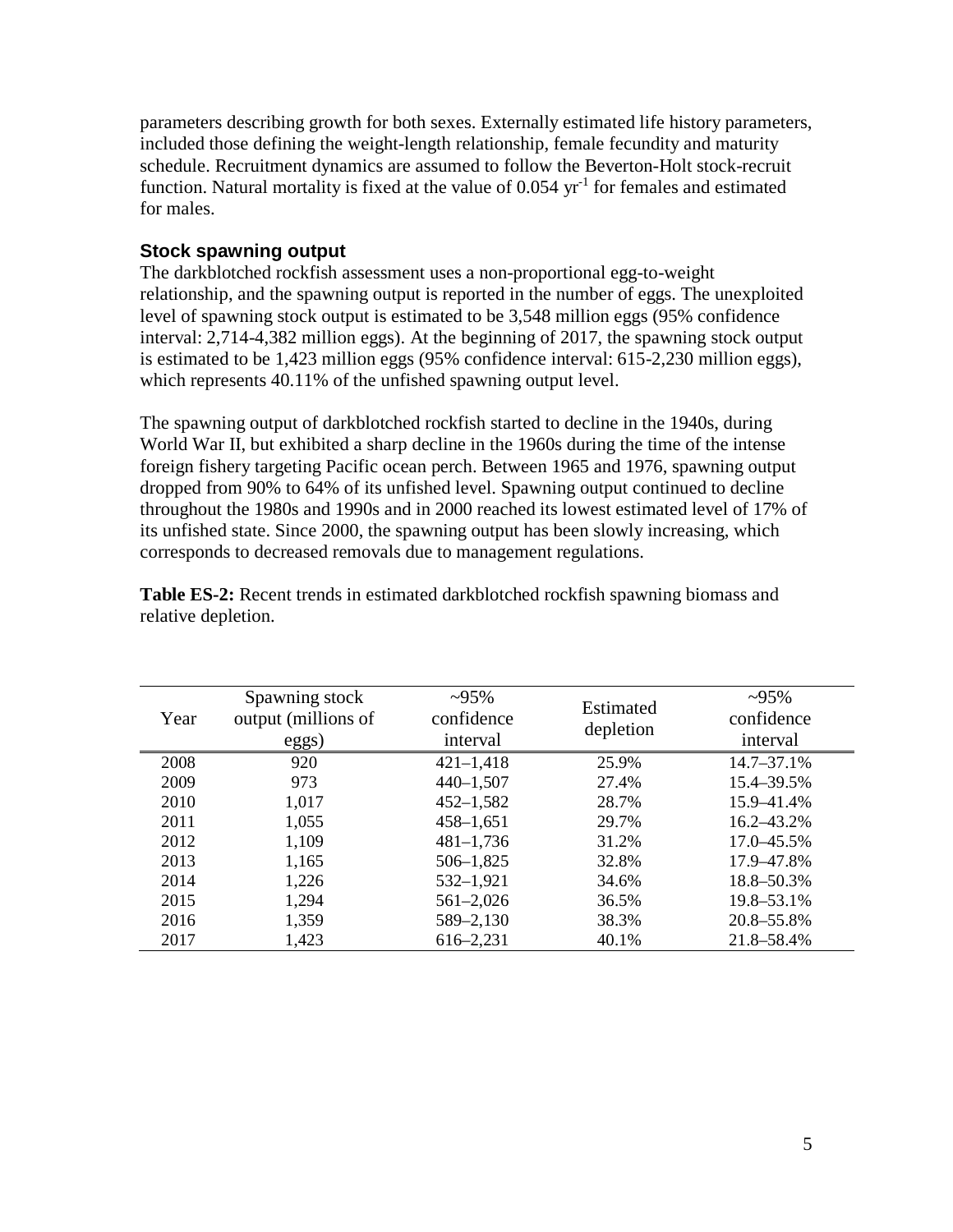parameters describing growth for both sexes. Externally estimated life history parameters, included those defining the weight-length relationship, female fecundity and maturity schedule. Recruitment dynamics are assumed to follow the Beverton-Holt stock-recruit function. Natural mortality is fixed at the value of 0.054 $yr^{-1}$ for females and estimated for males.

### Stock spawning output

The darkblotched rockfish assessment uses a non-proportional egg-to-weight relationship, and the spawning output is reported in the number of eggs. The unexploited level of spawning stock output is estimated to be 3,548 million eggs (95% confidence interval: 2,714-4,382 million eggs). At the beginning of 2017, the spawning stock output is estimated to be 1,423 million eggs (95% confidence interval: 615-2,230 million eggs), which represents 40.11% of the unfished spawning output level.

The spawning output of darkblotched rockfish started to decline in the 1940s, during World War II, but exhibited a sharp decline in the 1960s during the time of the intense foreign fishery targeting Pacific ocean perch. Between 1965 and 1976, spawning output dropped from 90% to 64% of its unfished level. Spawning output continued to decline throughout the 1980s and 1990s and in 2000 reached its lowest estimated level of 17% of its unfished state. Since 2000, the spawning output has been slowly increasing, which corresponds to decreased removals due to management regulations.

**Table ES-2:** Recent trends in estimated darkblotched rockfish spawning biomass and relative depletion.

| Year | Spawning stock output (millions of eggs) | ~95% confidence interval | Estimated depletion | ~95% confidence interval |
|---|---|---|---|---|
| 2008 | 920 | 421–1,418 | 25.9% | 14.7–37.1% |
| 2009 | 973 | 440–1,507 | 27.4% | 15.4–39.5% |
| 2010 | 1,017 | 452–1,582 | 28.7% | 15.9–41.4% |
| 2011 | 1,055 | 458–1,651 | 29.7% | 16.2–43.2% |
| 2012 | 1,109 | 481–1,736 | 31.2% | 17.0–45.5% |
| 2013 | 1,165 | 506–1,825 | 32.8% | 17.9–47.8% |
| 2014 | 1,226 | 532–1,921 | 34.6% | 18.8–50.3% |
| 2015 | 1,294 | 561–2,026 | 36.5% | 19.8–53.1% |
| 2016 | 1,359 | 589–2,130 | 38.3% | 20.8–55.8% |
| 2017 | 1,423 | 616–2,231 | 40.1% | 21.8–58.4% |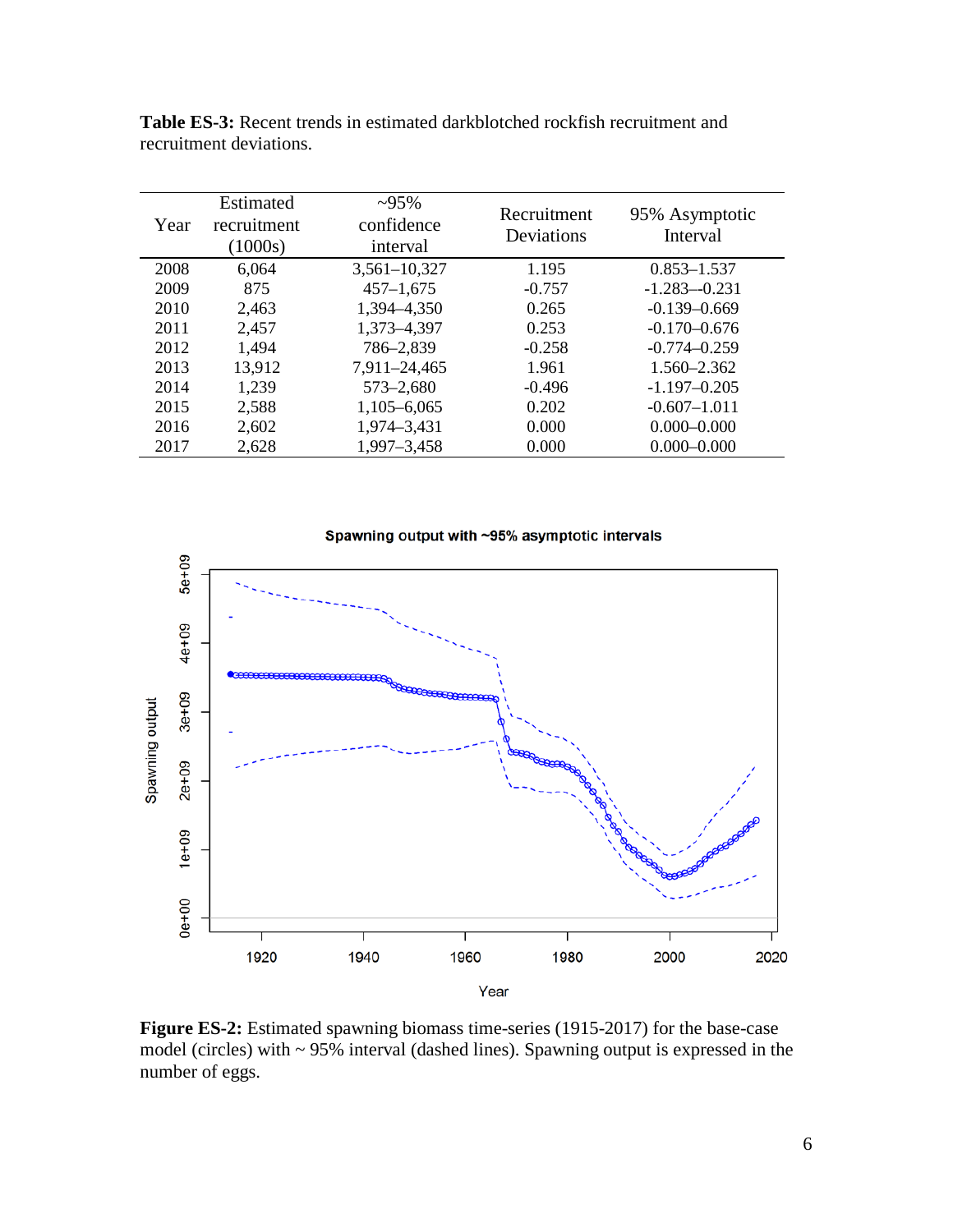**Table ES-3:** Recent trends in estimated darkblotched rockfish recruitment and recruitment deviations.

| Year | Estimated recruitment (1000s) | ~95% confidence interval | Recruitment Deviations | 95% Asymptotic Interval |
|---|---|---|---|---|
| 2008 | 6,064 | 3,561–10,327 | 1.195 | 0.853–1.537 |
| 2009 | 875 | 457–1,675 | -0.757 | -1.283–-0.231 |
| 2010 | 2,463 | 1,394–4,350 | 0.265 | -0.139–0.669 |
| 2011 | 2,457 | 1,373–4,397 | 0.253 | -0.170–0.676 |
| 2012 | 1,494 | 786–2,839 | -0.258 | -0.774–0.259 |
| 2013 | 13,912 | 7,911–24,465 | 1.961 | 1.560–2.362 |
| 2014 | 1,239 | 573–2,680 | -0.496 | -1.197–0.205 |
| 2015 | 2,588 | 1,105–6,065 | 0.202 | -0.607–1.011 |
| 2016 | 2,602 | 1,974–3,431 | 0.000 | 0.000–0.000 |
| 2017 | 2,628 | 1,997–3,458 | 0.000 | 0.000–0.000 |

**Figure ES-2:** Estimated spawning biomass time-series (1915-2017) for the base-case model (circles) with ~ 95% interval (dashed lines). Spawning output is expressed in the number of eggs.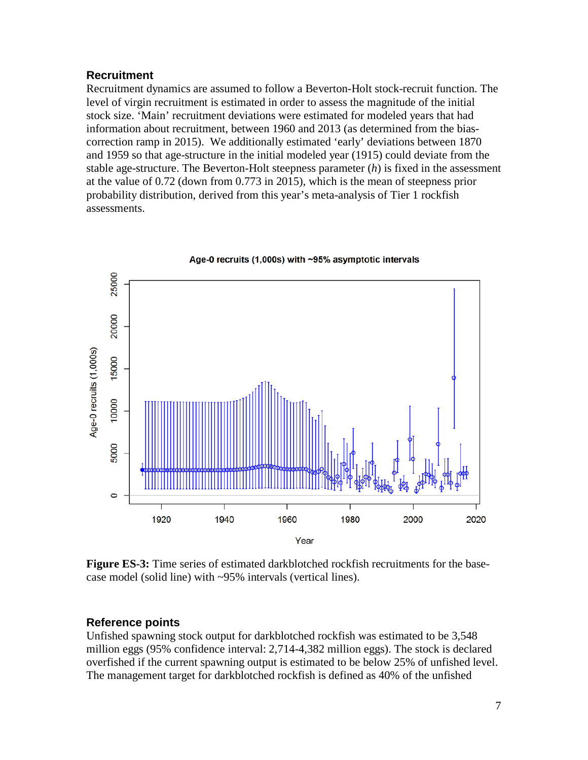### Recruitment

Recruitment dynamics are assumed to follow a Beverton-Holt stock-recruit function. The level of virgin recruitment is estimated in order to assess the magnitude of the initial stock size. 'Main' recruitment deviations were estimated for modeled years that had information about recruitment, between 1960 and 2013 (as determined from the bias-correction ramp in 2015). We additionally estimated 'early' deviations between 1870 and 1959 so that age-structure in the initial modeled year (1915) could deviate from the stable age-structure. The Beverton-Holt steepness parameter ($h$) is fixed in the assessment at the value of 0.72 (down from 0.773 in 2015), which is the mean of steepness prior probability distribution, derived from this year's meta-analysis of Tier 1 rockfish assessments.

**Figure ES-3:** Time series of estimated darkblotched rockfish recruitments for the base-case model (solid line) with ~95% intervals (vertical lines).

### Reference points

Unfished spawning stock output for darkblotched rockfish was estimated to be 3,548 million eggs (95% confidence interval: 2,714-4,382 million eggs). The stock is declared overfished if the current spawning output is estimated to be below 25% of unfished level. The management target for darkblotched rockfish is defined as 40% of the unfished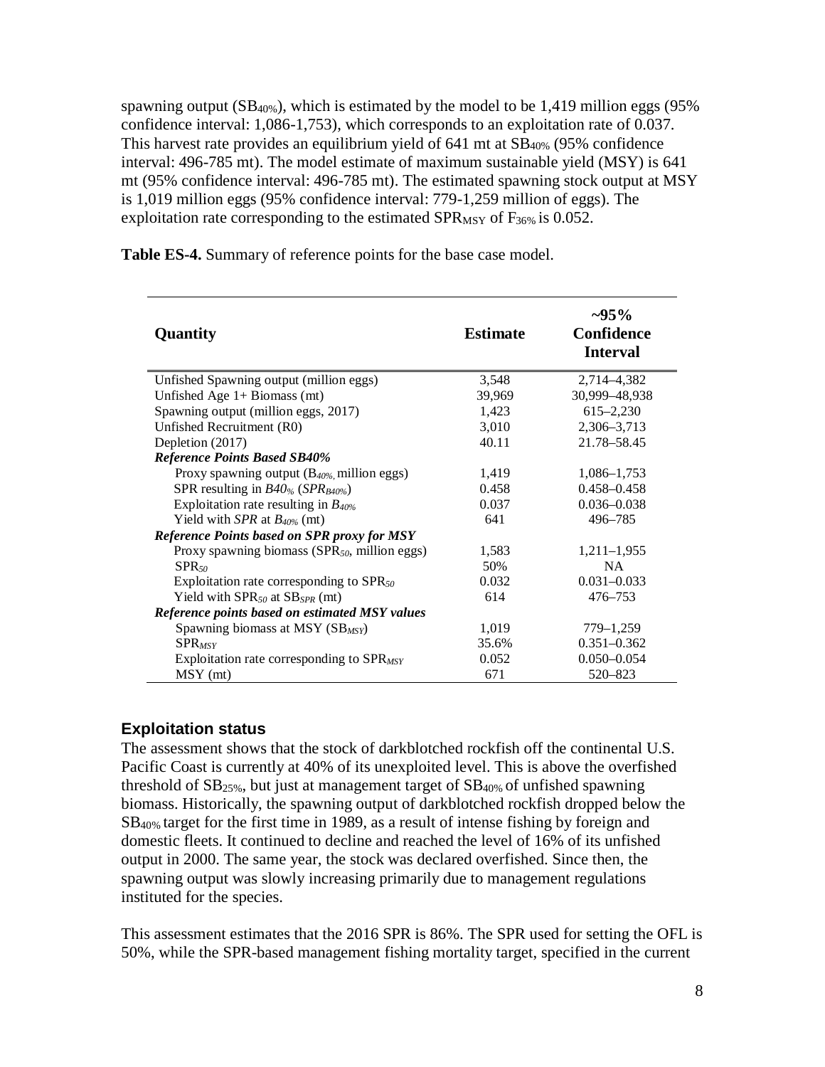spawning output ($SB_{40\%}$), which is estimated by the model to be 1,419 million eggs (95% confidence interval: 1,086-1,753), which corresponds to an exploitation rate of 0.037. This harvest rate provides an equilibrium yield of 641 mt at $SB_{40\%}$ (95% confidence interval: 496-785 mt). The model estimate of maximum sustainable yield (MSY) is 641 mt (95% confidence interval: 496-785 mt). The estimated spawning stock output at MSY is 1,019 million eggs (95% confidence interval: 779-1,259 million of eggs). The exploitation rate corresponding to the estimated $SPR_{MSY}$ of $F_{36\%}$ is 0.052.

**Table ES-4.** Summary of reference points for the base case model.

| Quantity | Estimate | ~95% Confidence Interval |
|---|---|---|
| Unfished Spawning output (million eggs) | 3,548 | 2,714–4,382 |
| Unfished Age 1+ Biomass (mt) | 39,969 | 30,999–48,938 |
| Spawning output (million eggs, 2017) | 1,423 | 615–2,230 |
| Unfished Recruitment (R0) | 3,010 | 2,306–3,713 |
| Depletion (2017) | 40.11 | 21.78–58.45 |
| ***Reference Points Based SB40%*** | | |
| Proxy spawning output ($B_{40\%}$, million eggs) | 1,419 | 1,086–1,753 |
| SPR resulting in $B40_{\%}$ ($SPR_{B40\%}$) | 0.458 | 0.458–0.458 |
| Exploitation rate resulting in $B_{40\%}$ | 0.037 | 0.036–0.038 |
| Yield with *SPR* at $B_{40\%}$ (mt) | 641 | 496–785 |
| ***Reference Points based on SPR proxy for MSY*** | | |
| Proxy spawning biomass ($SPR_{50}$, million eggs) | 1,583 | 1,211–1,955 |
| $SPR_{50}$ | 50% | NA |
| Exploitation rate corresponding to $SPR_{50}$ | 0.032 | 0.031–0.033 |
| Yield with $SPR_{50}$ at $SB_{SPR}$ (mt) | 614 | 476–753 |
| ***Reference points based on estimated MSY values*** | | |
| Spawning biomass at MSY ($SB_{MSY}$) | 1,019 | 779–1,259 |
| $SPR_{MSY}$ | 35.6% | 0.351–0.362 |
| Exploitation rate corresponding to $SPR_{MSY}$ | 0.052 | 0.050–0.054 |
| MSY (mt) | 671 | 520–823 |

## Exploitation status

The assessment shows that the stock of darkblotched rockfish off the continental U.S. Pacific Coast is currently at 40% of its unexploited level. This is above the overfished threshold of $SB_{25\%}$, but just at management target of $SB_{40\%}$ of unfished spawning biomass. Historically, the spawning output of darkblotched rockfish dropped below the $SB_{40\%}$ target for the first time in 1989, as a result of intense fishing by foreign and domestic fleets. It continued to decline and reached the level of 16% of its unfished output in 2000. The same year, the stock was declared overfished. Since then, the spawning output was slowly increasing primarily due to management regulations instituted for the species.

This assessment estimates that the 2016 SPR is 86%. The SPR used for setting the OFL is 50%, while the SPR-based management fishing mortality target, specified in the current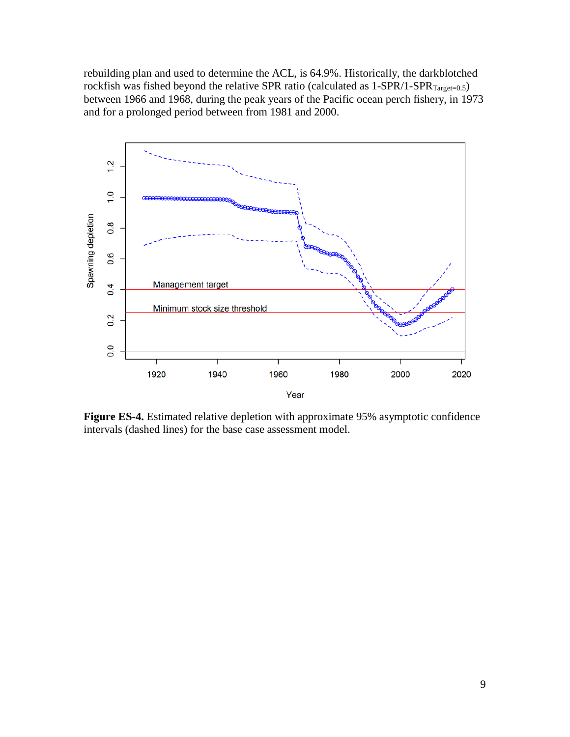rebuilding plan and used to determine the ACL, is 64.9%. Historically, the darkblotched rockfish was fished beyond the relative SPR ratio (calculated as $1\text{-SPR}/1\text{-SPR}_{Target=0.5}$) between 1966 and 1968, during the peak years of the Pacific ocean perch fishery, in 1973 and for a prolonged period between from 1981 and 2000.

**Figure ES-4.** Estimated relative depletion with approximate 95% asymptotic confidence intervals (dashed lines) for the base case assessment model.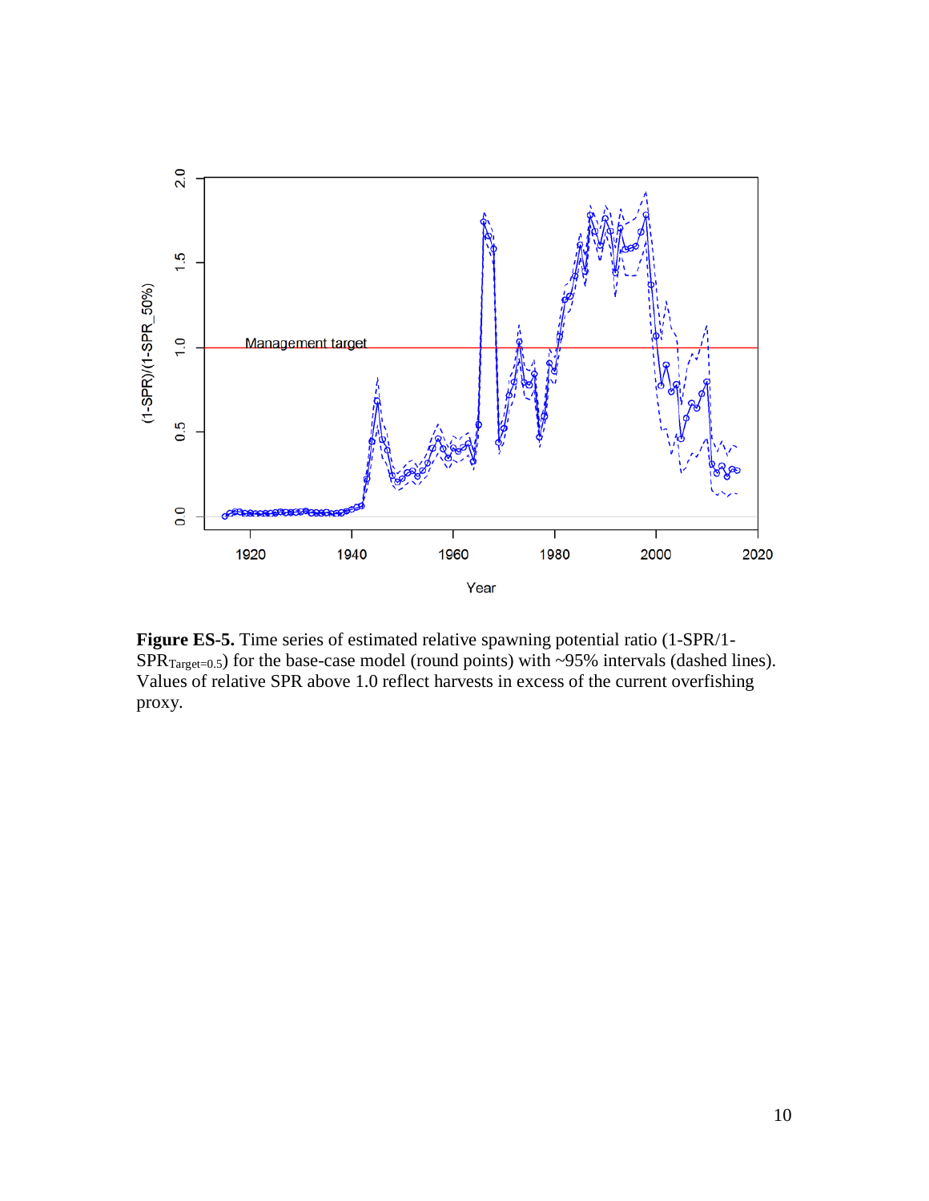**Figure ES-5.** Time series of estimated relative spawning potential ratio (1-SPR/1-$SPR_{Target=0.5}$) for the base-case model (round points) with ~95% intervals (dashed lines). Values of relative SPR above 1.0 reflect harvests in excess of the current overfishing proxy.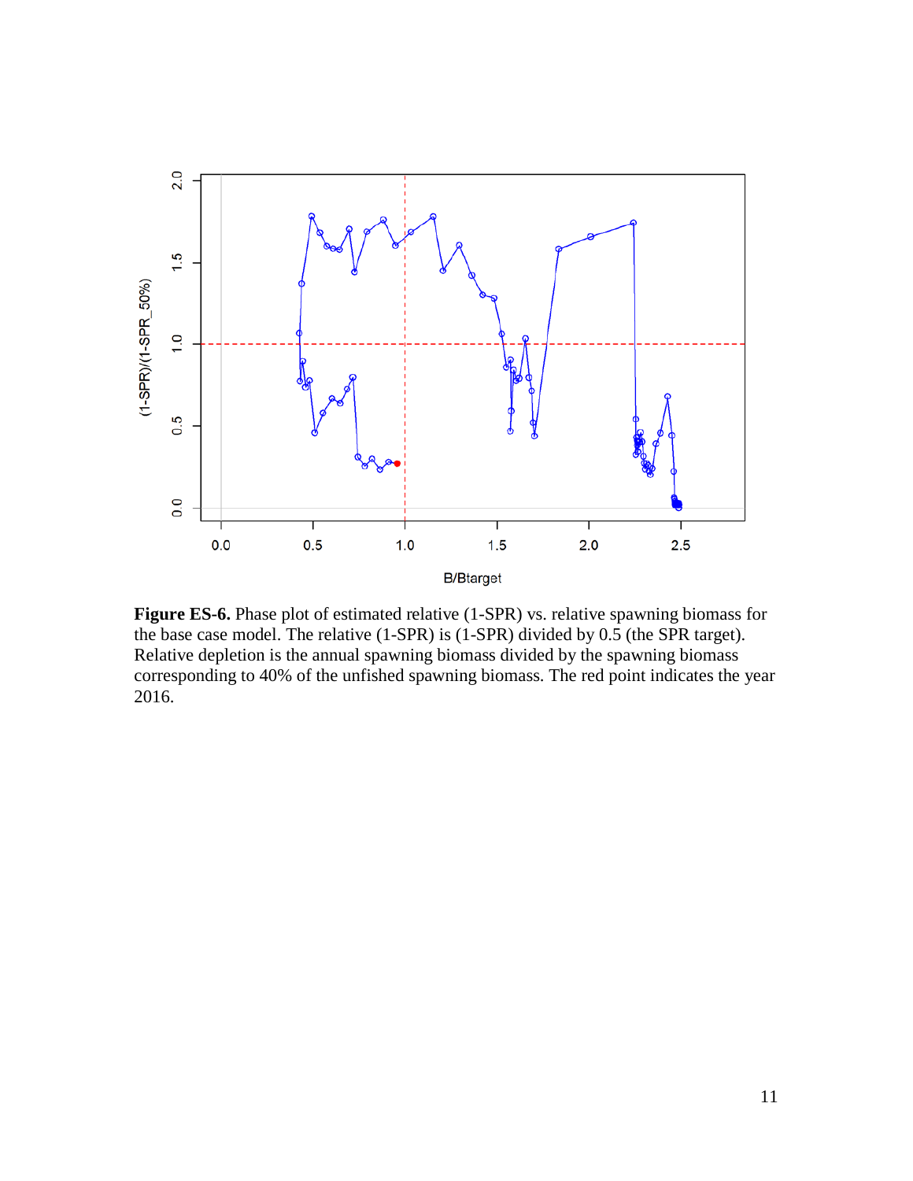**Figure ES-6.** Phase plot of estimated relative (1-SPR) vs. relative spawning biomass for the base case model. The relative (1-SPR) is (1-SPR) divided by 0.5 (the SPR target). Relative depletion is the annual spawning biomass divided by the spawning biomass corresponding to 40% of the unfished spawning biomass. The red point indicates the year 2016.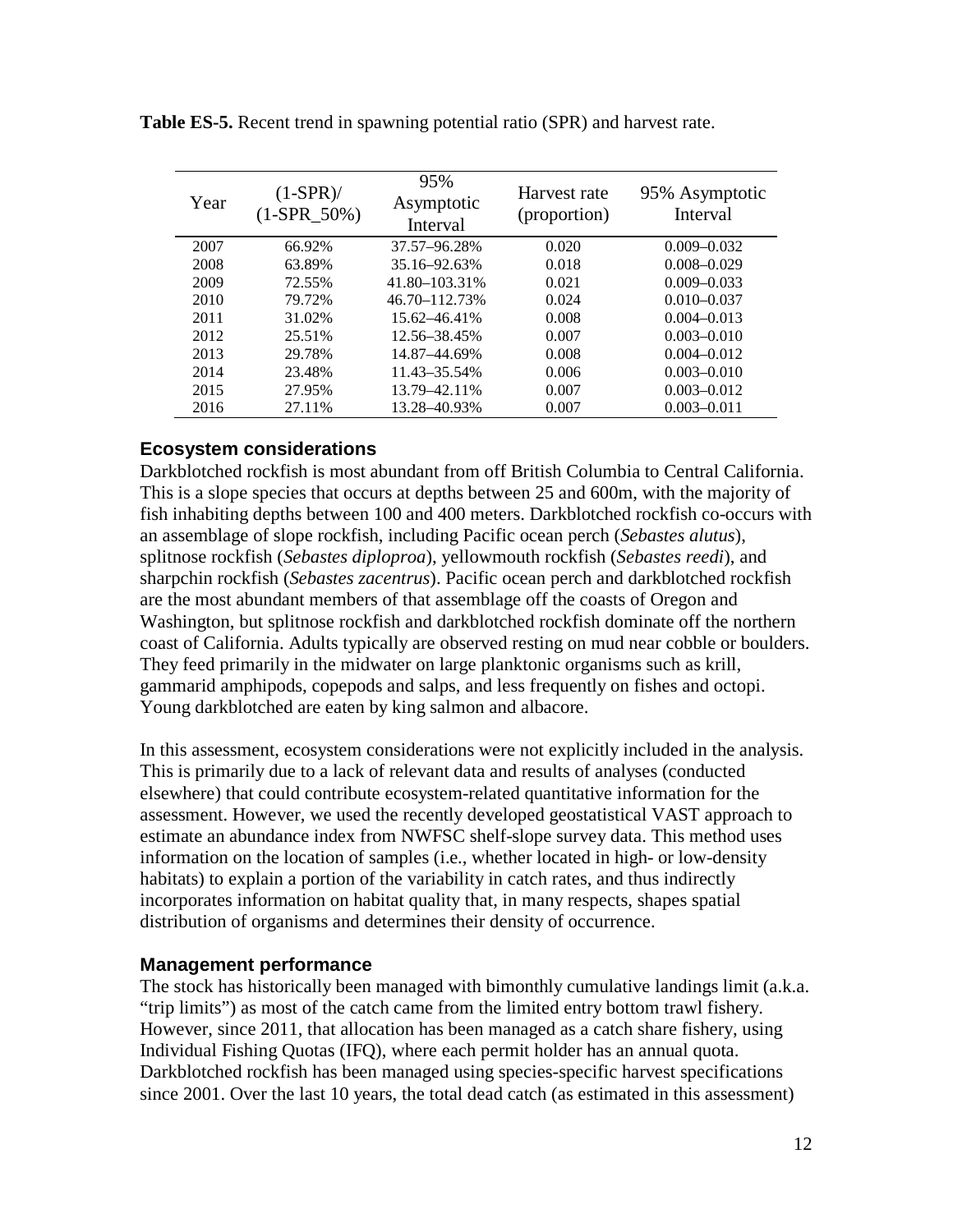**Table ES-5.** Recent trend in spawning potential ratio (SPR) and harvest rate.

| Year | (1-SPR)/ (1-SPR_50%) | 95% Asymptotic Interval | Harvest rate (proportion) | 95% Asymptotic Interval |
|---|---|---|---|---|
| 2007 | 66.92% | 37.57–96.28% | 0.020 | 0.009–0.032 |
| 2008 | 63.89% | 35.16–92.63% | 0.018 | 0.008–0.029 |
| 2009 | 72.55% | 41.80–103.31% | 0.021 | 0.009–0.033 |
| 2010 | 79.72% | 46.70–112.73% | 0.024 | 0.010–0.037 |
| 2011 | 31.02% | 15.62–46.41% | 0.008 | 0.004–0.013 |
| 2012 | 25.51% | 12.56–38.45% | 0.007 | 0.003–0.010 |
| 2013 | 29.78% | 14.87–44.69% | 0.008 | 0.004–0.012 |
| 2014 | 23.48% | 11.43–35.54% | 0.006 | 0.003–0.010 |
| 2015 | 27.95% | 13.79–42.11% | 0.007 | 0.003–0.012 |
| 2016 | 27.11% | 13.28–40.93% | 0.007 | 0.003–0.011 |

## Ecosystem considerations

Darkblotched rockfish is most abundant from off British Columbia to Central California. This is a slope species that occurs at depths between 25 and 600m, with the majority of fish inhabiting depths between 100 and 400 meters. Darkblotched rockfish co-occurs with an assemblage of slope rockfish, including Pacific ocean perch (*Sebastes alutus*), splitnose rockfish (*Sebastes diploproa*), yellowmouth rockfish (*Sebastes reedi*), and sharpchin rockfish (*Sebastes zacentrus*). Pacific ocean perch and darkblotched rockfish are the most abundant members of that assemblage off the coasts of Oregon and Washington, but splitnose rockfish and darkblotched rockfish dominate off the northern coast of California. Adults typically are observed resting on mud near cobble or boulders. They feed primarily in the midwater on large planktonic organisms such as krill, gammarid amphipods, copepods and salps, and less frequently on fishes and octopi. Young darkblotched are eaten by king salmon and albacore.

In this assessment, ecosystem considerations were not explicitly included in the analysis. This is primarily due to a lack of relevant data and results of analyses (conducted elsewhere) that could contribute ecosystem-related quantitative information for the assessment. However, we used the recently developed geostatistical VAST approach to estimate an abundance index from NWFSC shelf-slope survey data. This method uses information on the location of samples (i.e., whether located in high- or low-density habitats) to explain a portion of the variability in catch rates, and thus indirectly incorporates information on habitat quality that, in many respects, shapes spatial distribution of organisms and determines their density of occurrence.

## Management performance

The stock has historically been managed with bimonthly cumulative landings limit (a.k.a. "trip limits") as most of the catch came from the limited entry bottom trawl fishery. However, since 2011, that allocation has been managed as a catch share fishery, using Individual Fishing Quotas (IFQ), where each permit holder has an annual quota. Darkblotched rockfish has been managed using species-specific harvest specifications since 2001. Over the last 10 years, the total dead catch (as estimated in this assessment)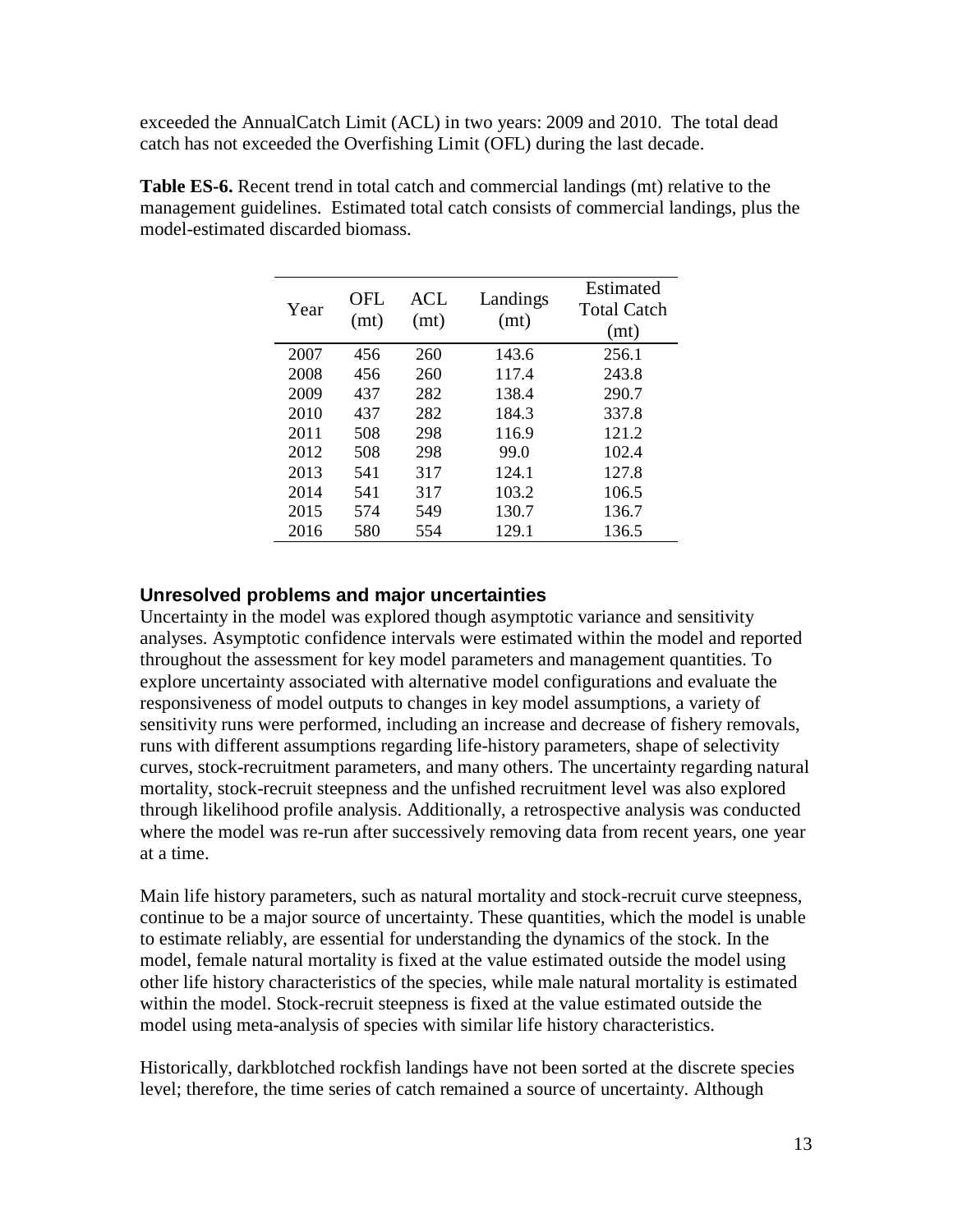exceeded the AnnualCatch Limit (ACL) in two years: 2009 and 2010. The total dead catch has not exceeded the Overfishing Limit (OFL) during the last decade.

**Table ES-6.** Recent trend in total catch and commercial landings (mt) relative to the management guidelines. Estimated total catch consists of commercial landings, plus the model-estimated discarded biomass.

| Year | OFL (mt) | ACL (mt) | Landings (mt) | Estimated Total Catch (mt) |
|---|---|---|---|---|
| 2007 | 456 | 260 | 143.6 | 256.1 |
| 2008 | 456 | 260 | 117.4 | 243.8 |
| 2009 | 437 | 282 | 138.4 | 290.7 |
| 2010 | 437 | 282 | 184.3 | 337.8 |
| 2011 | 508 | 298 | 116.9 | 121.2 |
| 2012 | 508 | 298 | 99.0 | 102.4 |
| 2013 | 541 | 317 | 124.1 | 127.8 |
| 2014 | 541 | 317 | 103.2 | 106.5 |
| 2015 | 574 | 549 | 130.7 | 136.7 |
| 2016 | 580 | 554 | 129.1 | 136.5 |

## Unresolved problems and major uncertainties

Uncertainty in the model was explored though asymptotic variance and sensitivity analyses. Asymptotic confidence intervals were estimated within the model and reported throughout the assessment for key model parameters and management quantities. To explore uncertainty associated with alternative model configurations and evaluate the responsiveness of model outputs to changes in key model assumptions, a variety of sensitivity runs were performed, including an increase and decrease of fishery removals, runs with different assumptions regarding life-history parameters, shape of selectivity curves, stock-recruitment parameters, and many others. The uncertainty regarding natural mortality, stock-recruit steepness and the unfished recruitment level was also explored through likelihood profile analysis. Additionally, a retrospective analysis was conducted where the model was re-run after successively removing data from recent years, one year at a time.

Main life history parameters, such as natural mortality and stock-recruit curve steepness, continue to be a major source of uncertainty. These quantities, which the model is unable to estimate reliably, are essential for understanding the dynamics of the stock. In the model, female natural mortality is fixed at the value estimated outside the model using other life history characteristics of the species, while male natural mortality is estimated within the model. Stock-recruit steepness is fixed at the value estimated outside the model using meta-analysis of species with similar life history characteristics.

Historically, darkblotched rockfish landings have not been sorted at the discrete species level; therefore, the time series of catch remained a source of uncertainty. Although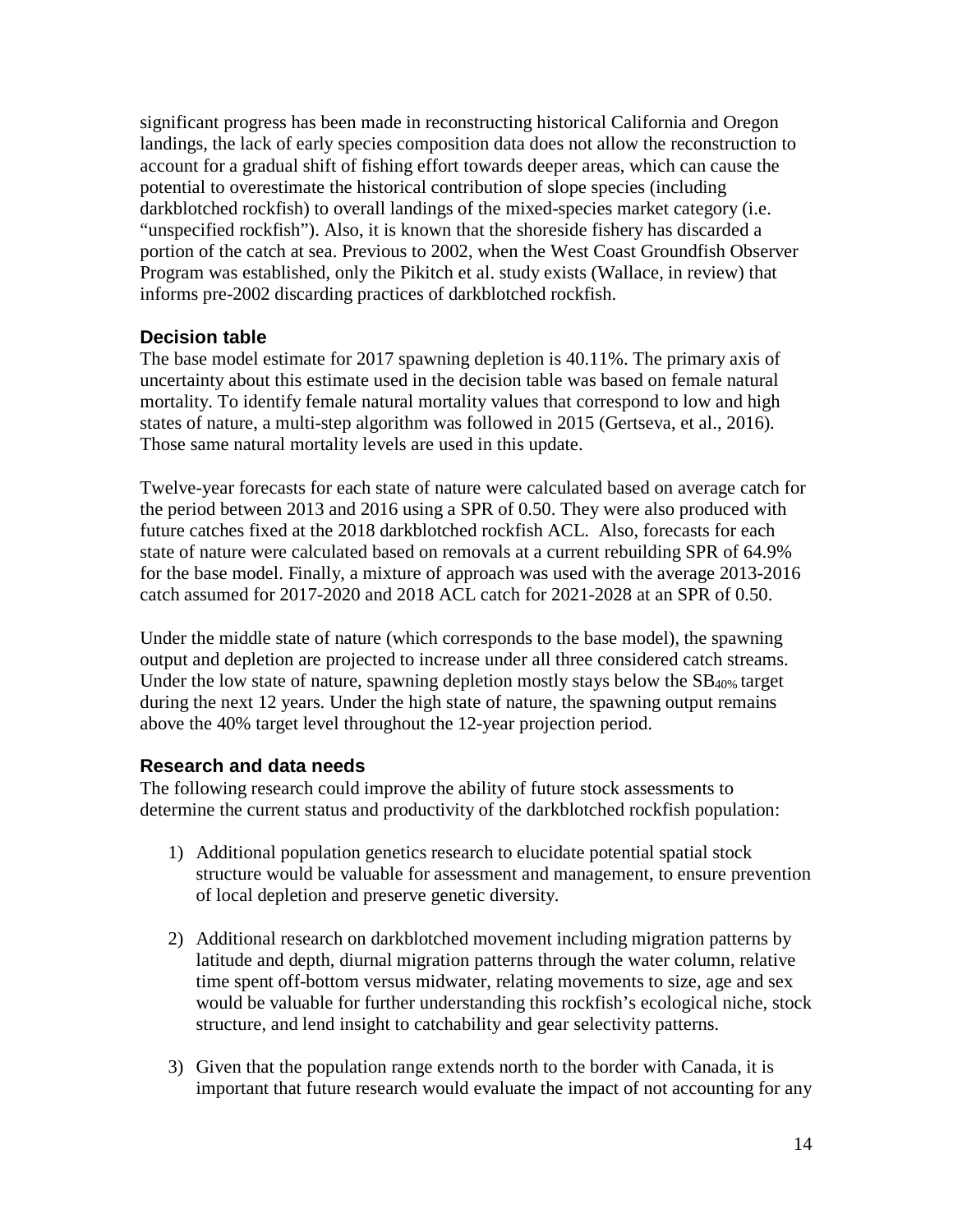significant progress has been made in reconstructing historical California and Oregon landings, the lack of early species composition data does not allow the reconstruction to account for a gradual shift of fishing effort towards deeper areas, which can cause the potential to overestimate the historical contribution of slope species (including darkblotched rockfish) to overall landings of the mixed-species market category (i.e. "unspecified rockfish"). Also, it is known that the shoreside fishery has discarded a portion of the catch at sea. Previous to 2002, when the West Coast Groundfish Observer Program was established, only the Pikitch et al. study exists (Wallace, in review) that informs pre-2002 discarding practices of darkblotched rockfish.

## Decision table

The base model estimate for 2017 spawning depletion is 40.11%. The primary axis of uncertainty about this estimate used in the decision table was based on female natural mortality. To identify female natural mortality values that correspond to low and high states of nature, a multi-step algorithm was followed in 2015 (Gertseva, et al., 2016). Those same natural mortality levels are used in this update.

Twelve-year forecasts for each state of nature were calculated based on average catch for the period between 2013 and 2016 using a SPR of 0.50. They were also produced with future catches fixed at the 2018 darkblotched rockfish ACL. Also, forecasts for each state of nature were calculated based on removals at a current rebuilding SPR of 64.9% for the base model. Finally, a mixture of approach was used with the average 2013-2016 catch assumed for 2017-2020 and 2018 ACL catch for 2021-2028 at an SPR of 0.50.

Under the middle state of nature (which corresponds to the base model), the spawning output and depletion are projected to increase under all three considered catch streams. Under the low state of nature, spawning depletion mostly stays below the $SB_{40\%}$ target during the next 12 years. Under the high state of nature, the spawning output remains above the 40% target level throughout the 12-year projection period.

## Research and data needs

The following research could improve the ability of future stock assessments to determine the current status and productivity of the darkblotched rockfish population:

1) Additional population genetics research to elucidate potential spatial stock structure would be valuable for assessment and management, to ensure prevention of local depletion and preserve genetic diversity.

2) Additional research on darkblotched movement including migration patterns by latitude and depth, diurnal migration patterns through the water column, relative time spent off-bottom versus midwater, relating movements to size, age and sex would be valuable for further understanding this rockfish's ecological niche, stock structure, and lend insight to catchability and gear selectivity patterns.

3) Given that the population range extends north to the border with Canada, it is important that future research would evaluate the impact of not accounting for any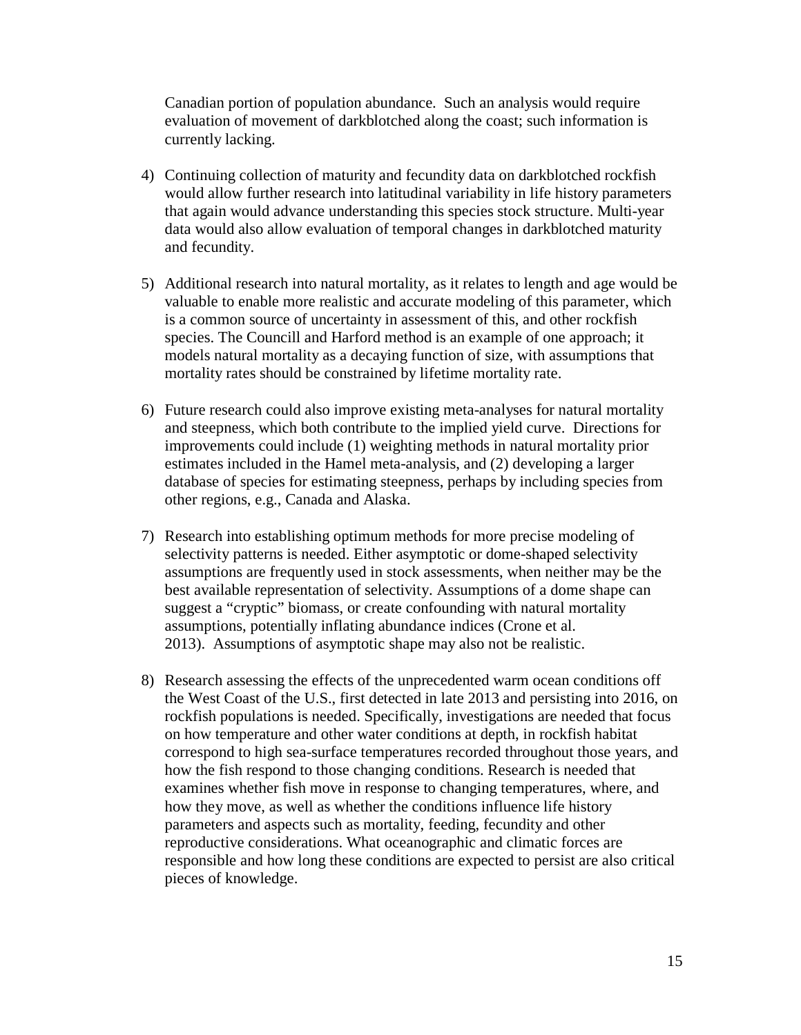Canadian portion of population abundance. Such an analysis would require evaluation of movement of darkblotched along the coast; such information is currently lacking.

4) Continuing collection of maturity and fecundity data on darkblotched rockfish would allow further research into latitudinal variability in life history parameters that again would advance understanding this species stock structure. Multi-year data would also allow evaluation of temporal changes in darkblotched maturity and fecundity.

5) Additional research into natural mortality, as it relates to length and age would be valuable to enable more realistic and accurate modeling of this parameter, which is a common source of uncertainty in assessment of this, and other rockfish species. The Councill and Harford method is an example of one approach; it models natural mortality as a decaying function of size, with assumptions that mortality rates should be constrained by lifetime mortality rate.

6) Future research could also improve existing meta-analyses for natural mortality and steepness, which both contribute to the implied yield curve. Directions for improvements could include (1) weighting methods in natural mortality prior estimates included in the Hamel meta-analysis, and (2) developing a larger database of species for estimating steepness, perhaps by including species from other regions, e.g., Canada and Alaska.

7) Research into establishing optimum methods for more precise modeling of selectivity patterns is needed. Either asymptotic or dome-shaped selectivity assumptions are frequently used in stock assessments, when neither may be the best available representation of selectivity. Assumptions of a dome shape can suggest a "cryptic" biomass, or create confounding with natural mortality assumptions, potentially inflating abundance indices (Crone et al. 2013). Assumptions of asymptotic shape may also not be realistic.

8) Research assessing the effects of the unprecedented warm ocean conditions off the West Coast of the U.S., first detected in late 2013 and persisting into 2016, on rockfish populations is needed. Specifically, investigations are needed that focus on how temperature and other water conditions at depth, in rockfish habitat correspond to high sea-surface temperatures recorded throughout those years, and how the fish respond to those changing conditions. Research is needed that examines whether fish move in response to changing temperatures, where, and how they move, as well as whether the conditions influence life history parameters and aspects such as mortality, feeding, fecundity and other reproductive considerations. What oceanographic and climatic forces are responsible and how long these conditions are expected to persist are also critical pieces of knowledge.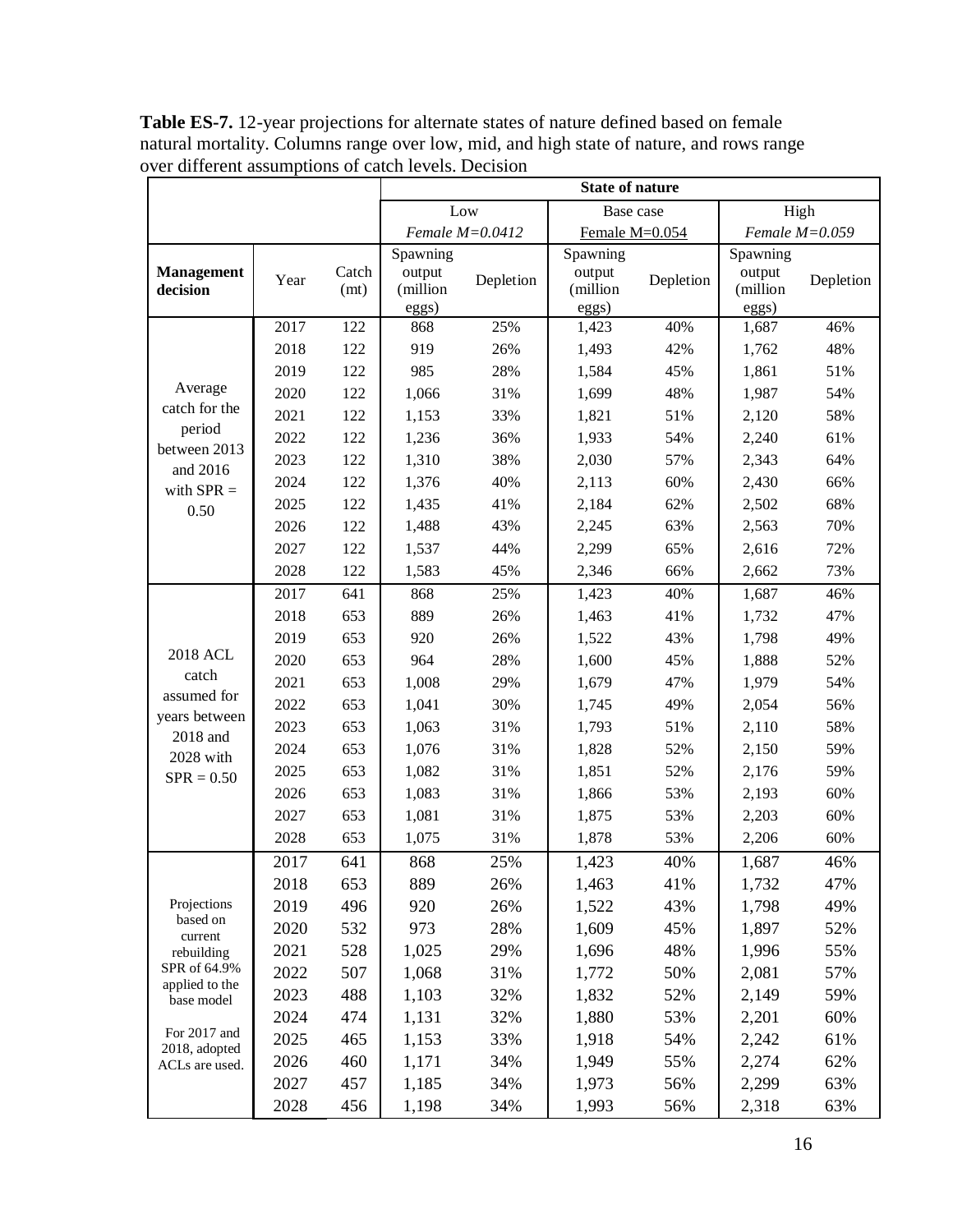**Table ES-7.** 12-year projections for alternate states of nature defined based on female natural mortality. Columns range over low, mid, and high state of nature, and rows range over different assumptions of catch levels. Decision

| | | | State of nature | | | | | |
|---|---|---|---|---|---|---|---|---|
| | | | Low | | Base case | | High | |
| | | | *Female M=0.0412* | | Female M=0.054 | | *Female M=0.059* | |
| **Management decision** | Year | Catch (mt) | Spawning output (million eggs) | Depletion | Spawning output (million eggs) | Depletion | Spawning output (million eggs) | Depletion |
| Average catch for the period between 2013 and 2016 with SPR = 0.50 | 2017 | 122 | 868 | 25% | 1,423 | 40% | 1,687 | 46% |
| | 2018 | 122 | 919 | 26% | 1,493 | 42% | 1,762 | 48% |
| | 2019 | 122 | 985 | 28% | 1,584 | 45% | 1,861 | 51% |
| | 2020 | 122 | 1,066 | 31% | 1,699 | 48% | 1,987 | 54% |
| | 2021 | 122 | 1,153 | 33% | 1,821 | 51% | 2,120 | 58% |
| | 2022 | 122 | 1,236 | 36% | 1,933 | 54% | 2,240 | 61% |
| | 2023 | 122 | 1,310 | 38% | 2,030 | 57% | 2,343 | 64% |
| | 2024 | 122 | 1,376 | 40% | 2,113 | 60% | 2,430 | 66% |
| | 2025 | 122 | 1,435 | 41% | 2,184 | 62% | 2,502 | 68% |
| | 2026 | 122 | 1,488 | 43% | 2,245 | 63% | 2,563 | 70% |
| | 2027 | 122 | 1,537 | 44% | 2,299 | 65% | 2,616 | 72% |
| | 2028 | 122 | 1,583 | 45% | 2,346 | 66% | 2,662 | 73% |
| 2018 ACL catch assumed for years between 2018 and 2028 with SPR = 0.50 | 2017 | 641 | 868 | 25% | 1,423 | 40% | 1,687 | 46% |
| | 2018 | 653 | 889 | 26% | 1,463 | 41% | 1,732 | 47% |
| | 2019 | 653 | 920 | 26% | 1,522 | 43% | 1,798 | 49% |
| | 2020 | 653 | 964 | 28% | 1,600 | 45% | 1,888 | 52% |
| | 2021 | 653 | 1,008 | 29% | 1,679 | 47% | 1,979 | 54% |
| | 2022 | 653 | 1,041 | 30% | 1,745 | 49% | 2,054 | 56% |
| | 2023 | 653 | 1,063 | 31% | 1,793 | 51% | 2,110 | 58% |
| | 2024 | 653 | 1,076 | 31% | 1,828 | 52% | 2,150 | 59% |
| | 2025 | 653 | 1,082 | 31% | 1,851 | 52% | 2,176 | 59% |
| | 2026 | 653 | 1,083 | 31% | 1,866 | 53% | 2,193 | 60% |
| | 2027 | 653 | 1,081 | 31% | 1,875 | 53% | 2,203 | 60% |
| | 2028 | 653 | 1,075 | 31% | 1,878 | 53% | 2,206 | 60% |
| Projections based on current rebuilding SPR of 64.9% applied to the base model. For 2017 and 2018, adopted ACLs are used. | 2017 | 641 | 868 | 25% | 1,423 | 40% | 1,687 | 46% |
| | 2018 | 653 | 889 | 26% | 1,463 | 41% | 1,732 | 47% |
| | 2019 | 496 | 920 | 26% | 1,522 | 43% | 1,798 | 49% |
| | 2020 | 532 | 973 | 28% | 1,609 | 45% | 1,897 | 52% |
| | 2021 | 528 | 1,025 | 29% | 1,696 | 48% | 1,996 | 55% |
| | 2022 | 507 | 1,068 | 31% | 1,772 | 50% | 2,081 | 57% |
| | 2023 | 488 | 1,103 | 32% | 1,832 | 52% | 2,149 | 59% |
| | 2024 | 474 | 1,131 | 32% | 1,880 | 53% | 2,201 | 60% |
| | 2025 | 465 | 1,153 | 33% | 1,918 | 54% | 2,242 | 61% |
| | 2026 | 460 | 1,171 | 34% | 1,949 | 55% | 2,274 | 62% |
| | 2027 | 457 | 1,185 | 34% | 1,973 | 56% | 2,299 | 63% |
| | 2028 | 456 | 1,198 | 34% | 1,993 | 56% | 2,318 | 63% |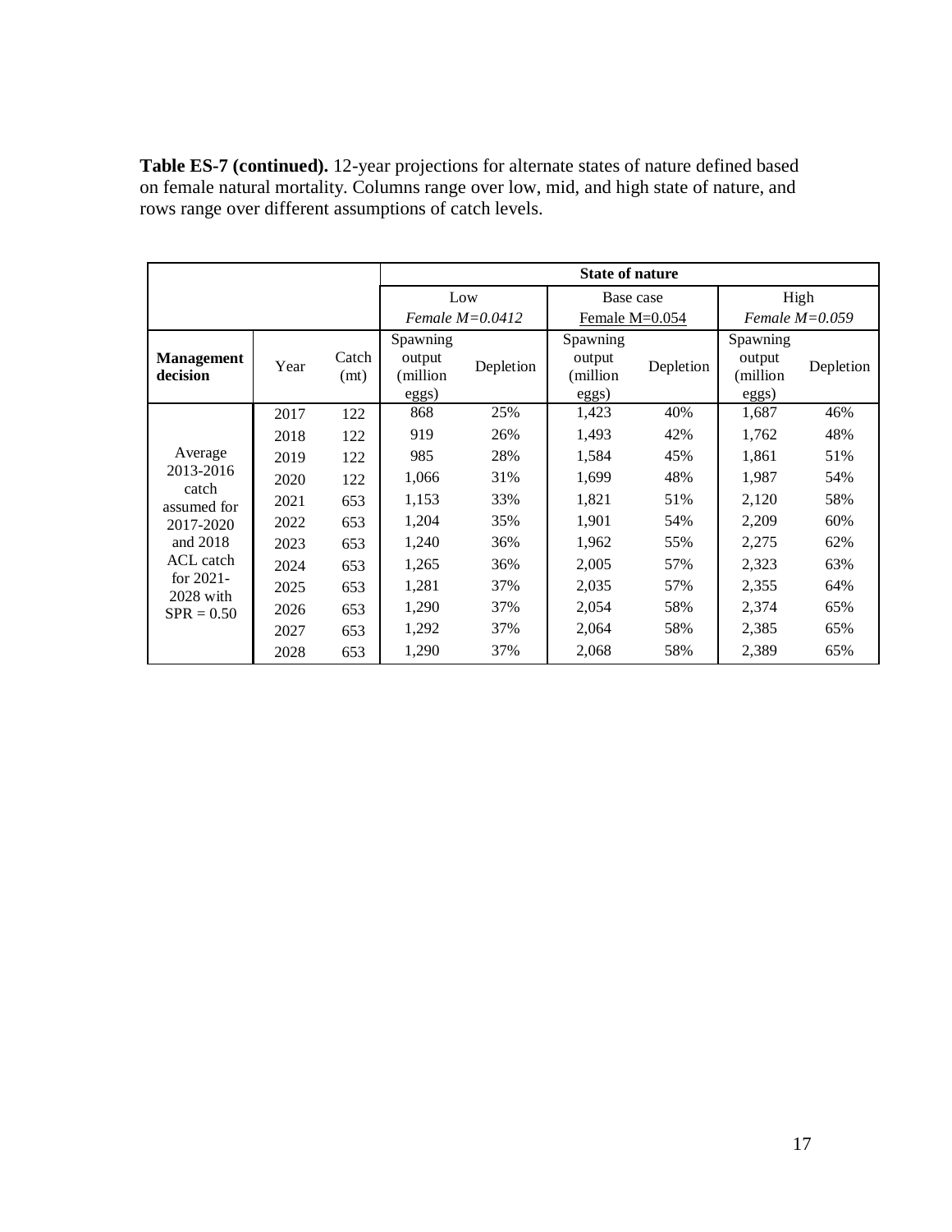**Table ES-7 (continued).** 12-year projections for alternate states of nature defined based on female natural mortality. Columns range over low, mid, and high state of nature, and rows range over different assumptions of catch levels.

| | | | State of nature | | | | | |
|---|---|---|---|---|---|---|---|---|
| | | | Low *Female M=0.0412* | | Base case Female M=0.054 | | High *Female M=0.059* | |
| **Management decision** | Year | Catch (mt) | Spawning output (million eggs) | Depletion | Spawning output (million eggs) | Depletion | Spawning output (million eggs) | Depletion |
| Average 2013-2016 catch assumed for 2017-2020 and 2018 ACL catch for 2021-2028 with SPR = 0.50 | 2017 | 122 | 868 | 25% | 1,423 | 40% | 1,687 | 46% |
| | 2018 | 122 | 919 | 26% | 1,493 | 42% | 1,762 | 48% |
| | 2019 | 122 | 985 | 28% | 1,584 | 45% | 1,861 | 51% |
| | 2020 | 122 | 1,066 | 31% | 1,699 | 48% | 1,987 | 54% |
| | 2021 | 653 | 1,153 | 33% | 1,821 | 51% | 2,120 | 58% |
| | 2022 | 653 | 1,204 | 35% | 1,901 | 54% | 2,209 | 60% |
| | 2023 | 653 | 1,240 | 36% | 1,962 | 55% | 2,275 | 62% |
| | 2024 | 653 | 1,265 | 36% | 2,005 | 57% | 2,323 | 63% |
| | 2025 | 653 | 1,281 | 37% | 2,035 | 57% | 2,355 | 64% |
| | 2026 | 653 | 1,290 | 37% | 2,054 | 58% | 2,374 | 65% |
| | 2027 | 653 | 1,292 | 37% | 2,064 | 58% | 2,385 | 65% |
| | 2028 | 653 | 1,290 | 37% | 2,068 | 58% | 2,389 | 65% |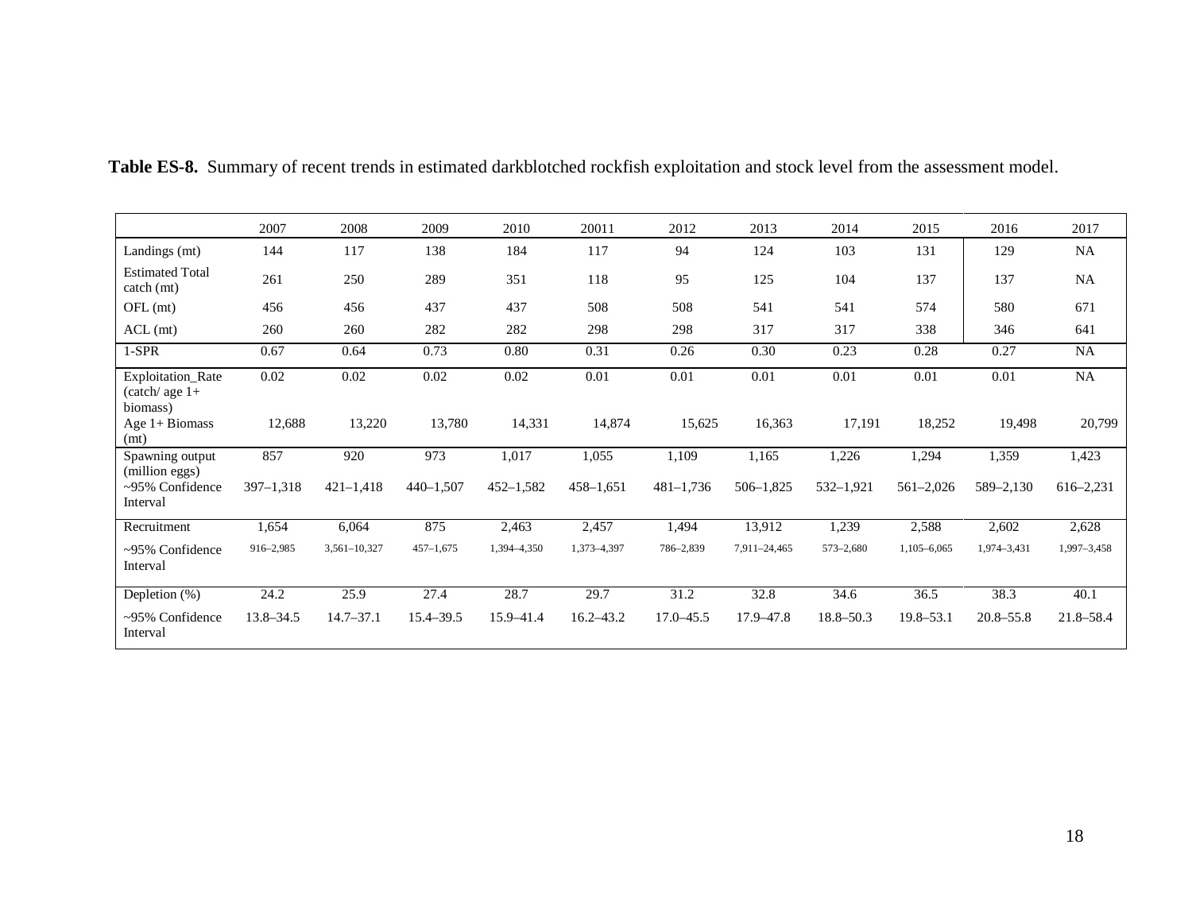**Table ES-8.** Summary of recent trends in estimated darkblotched rockfish exploitation and stock level from the assessment model.

| | 2007 | 2008 | 2009 | 2010 | 20011 | 2012 | 2013 | 2014 | 2015 | 2016 | 2017 |
|---|---|---|---|---|---|---|---|---|---|---|---|
| Landings (mt) | 144 | 117 | 138 | 184 | 117 | 94 | 124 | 103 | 131 | 129 | NA |
| Estimated Total catch (mt) | 261 | 250 | 289 | 351 | 118 | 95 | 125 | 104 | 137 | 137 | NA |
| OFL (mt) | 456 | 456 | 437 | 437 | 508 | 508 | 541 | 541 | 574 | 580 | 671 |
| ACL (mt) | 260 | 260 | 282 | 282 | 298 | 298 | 317 | 317 | 338 | 346 | 641 |
| 1-SPR | 0.67 | 0.64 | 0.73 | 0.80 | 0.31 | 0.26 | 0.30 | 0.23 | 0.28 | 0.27 | NA |
| Exploitation_Rate (catch/ age 1+ biomass) | 0.02 | 0.02 | 0.02 | 0.02 | 0.01 | 0.01 | 0.01 | 0.01 | 0.01 | 0.01 | NA |
| Age 1+ Biomass (mt) | 12,688 | 13,220 | 13,780 | 14,331 | 14,874 | 15,625 | 16,363 | 17,191 | 18,252 | 19,498 | 20,799 |
| Spawning output (million eggs) | 857 | 920 | 973 | 1,017 | 1,055 | 1,109 | 1,165 | 1,226 | 1,294 | 1,359 | 1,423 |
| ~95% Confidence Interval | 397–1,318 | 421–1,418 | 440–1,507 | 452–1,582 | 458–1,651 | 481–1,736 | 506–1,825 | 532–1,921 | 561–2,026 | 589–2,130 | 616–2,231 |
| Recruitment | 1,654 | 6,064 | 875 | 2,463 | 2,457 | 1,494 | 13,912 | 1,239 | 2,588 | 2,602 | 2,628 |
| ~95% Confidence Interval | 916–2,985 | 3,561–10,327 | 457–1,675 | 1,394–4,350 | 1,373–4,397 | 786–2,839 | 7,911–24,465 | 573–2,680 | 1,105–6,065 | 1,974–3,431 | 1,997–3,458 |
| Depletion (%) | 24.2 | 25.9 | 27.4 | 28.7 | 29.7 | 31.2 | 32.8 | 34.6 | 36.5 | 38.3 | 40.1 |
| ~95% Confidence Interval | 13.8–34.5 | 14.7–37.1 | 15.4–39.5 | 15.9–41.4 | 16.2–43.2 | 17.0–45.5 | 17.9–47.8 | 18.8–50.3 | 19.8–53.1 | 20.8–55.8 | 21.8–58.4 |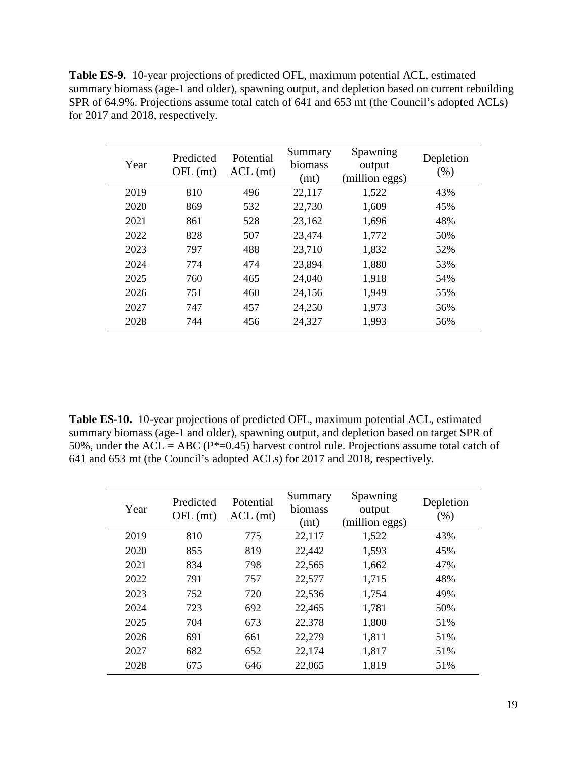**Table ES-9.** 10-year projections of predicted OFL, maximum potential ACL, estimated summary biomass (age-1 and older), spawning output, and depletion based on current rebuilding SPR of 64.9%. Projections assume total catch of 641 and 653 mt (the Council's adopted ACLs) for 2017 and 2018, respectively.

| Year | Predicted OFL (mt) | Potential ACL (mt) | Summary biomass (mt) | Spawning output (million eggs) | Depletion (%) |
|---|---|---|---|---|---|
| 2019 | 810 | 496 | 22,117 | 1,522 | 43% |
| 2020 | 869 | 532 | 22,730 | 1,609 | 45% |
| 2021 | 861 | 528 | 23,162 | 1,696 | 48% |
| 2022 | 828 | 507 | 23,474 | 1,772 | 50% |
| 2023 | 797 | 488 | 23,710 | 1,832 | 52% |
| 2024 | 774 | 474 | 23,894 | 1,880 | 53% |
| 2025 | 760 | 465 | 24,040 | 1,918 | 54% |
| 2026 | 751 | 460 | 24,156 | 1,949 | 55% |
| 2027 | 747 | 457 | 24,250 | 1,973 | 56% |
| 2028 | 744 | 456 | 24,327 | 1,993 | 56% |

**Table ES-10.** 10-year projections of predicted OFL, maximum potential ACL, estimated summary biomass (age-1 and older), spawning output, and depletion based on target SPR of 50%, under the ACL = ABC ($P^*$=0.45) harvest control rule. Projections assume total catch of 641 and 653 mt (the Council's adopted ACLs) for 2017 and 2018, respectively.

| Year | Predicted OFL (mt) | Potential ACL (mt) | Summary biomass (mt) | Spawning output (million eggs) | Depletion (%) |
|---|---|---|---|---|---|
| 2019 | 810 | 775 | 22,117 | 1,522 | 43% |
| 2020 | 855 | 819 | 22,442 | 1,593 | 45% |
| 2021 | 834 | 798 | 22,565 | 1,662 | 47% |
| 2022 | 791 | 757 | 22,577 | 1,715 | 48% |
| 2023 | 752 | 720 | 22,536 | 1,754 | 49% |
| 2024 | 723 | 692 | 22,465 | 1,781 | 50% |
| 2025 | 704 | 673 | 22,378 | 1,800 | 51% |
| 2026 | 691 | 661 | 22,279 | 1,811 | 51% |
| 2027 | 682 | 652 | 22,174 | 1,817 | 51% |
| 2028 | 675 | 646 | 22,065 | 1,819 | 51% |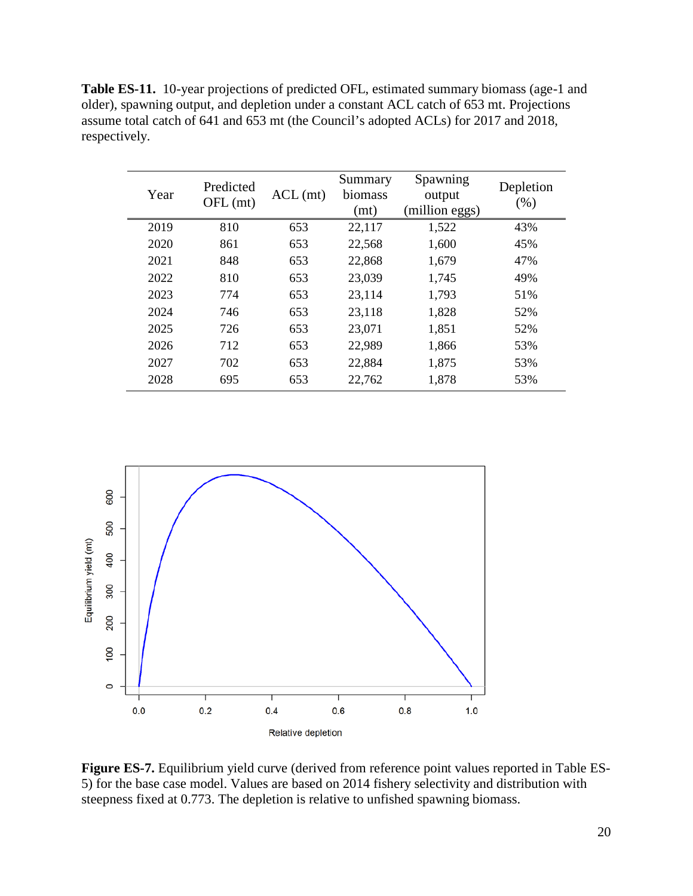**Table ES-11.** 10-year projections of predicted OFL, estimated summary biomass (age-1 and older), spawning output, and depletion under a constant ACL catch of 653 mt. Projections assume total catch of 641 and 653 mt (the Council's adopted ACLs) for 2017 and 2018, respectively.

| Year | Predicted OFL (mt) | ACL (mt) | Summary biomass (mt) | Spawning output (million eggs) | Depletion (%) |
|---|---|---|---|---|---|
| 2019 | 810 | 653 | 22,117 | 1,522 | 43% |
| 2020 | 861 | 653 | 22,568 | 1,600 | 45% |
| 2021 | 848 | 653 | 22,868 | 1,679 | 47% |
| 2022 | 810 | 653 | 23,039 | 1,745 | 49% |
| 2023 | 774 | 653 | 23,114 | 1,793 | 51% |
| 2024 | 746 | 653 | 23,118 | 1,828 | 52% |
| 2025 | 726 | 653 | 23,071 | 1,851 | 52% |
| 2026 | 712 | 653 | 22,989 | 1,866 | 53% |
| 2027 | 702 | 653 | 22,884 | 1,875 | 53% |
| 2028 | 695 | 653 | 22,762 | 1,878 | 53% |

Equilibrium yield (mt)

0
100
200
300
400
500
600

0.0
0.2
0.4
0.6
0.8
1.0

Relative depletion

**Figure ES-7.** Equilibrium yield curve (derived from reference point values reported in Table ES-5) for the base case model. Values are based on 2014 fishery selectivity and distribution with steepness fixed at 0.773. The depletion is relative to unfished spawning biomass.